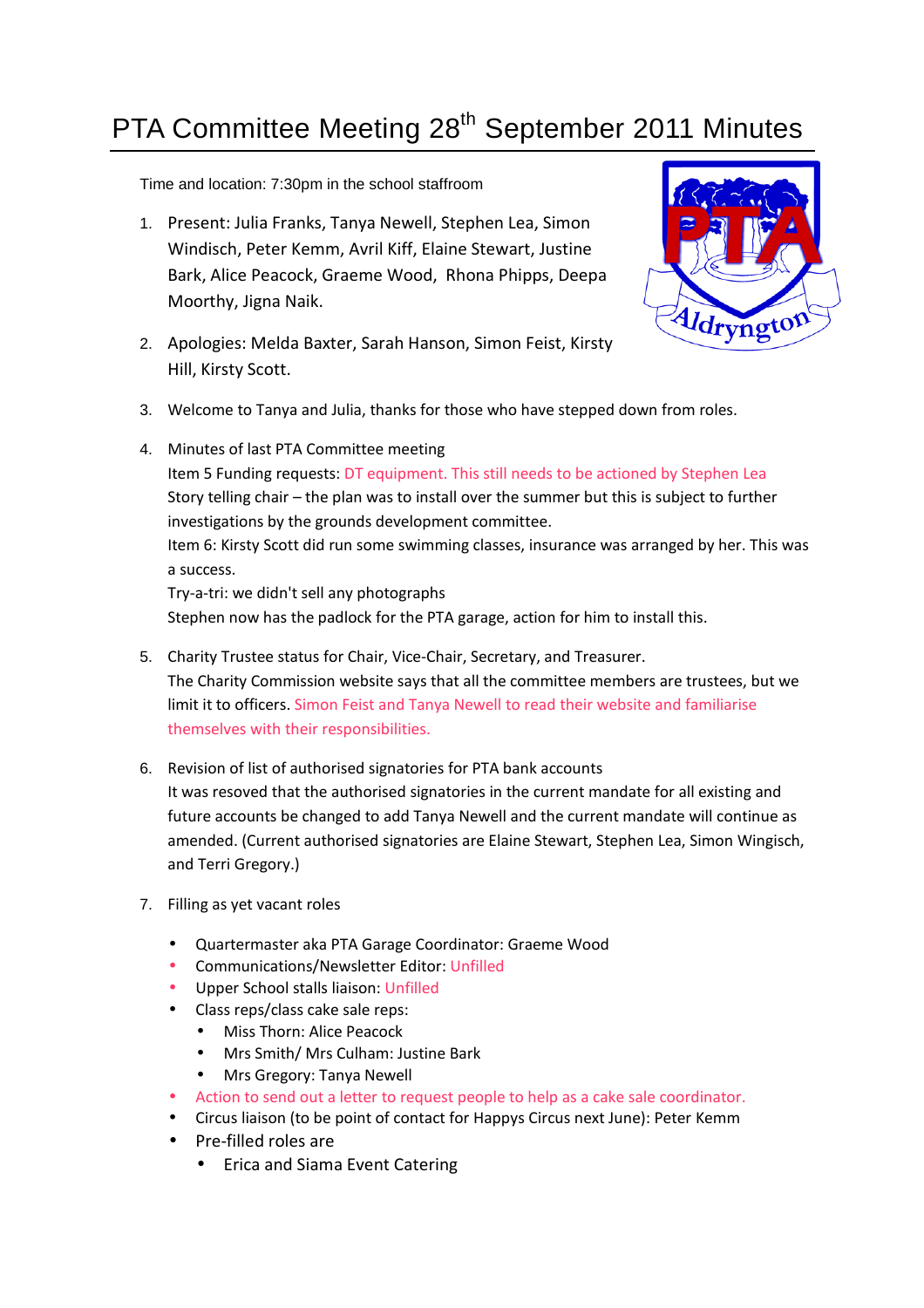# PTA Committee Meeting 28th September 2011 Minutes

Time and location: 7:30pm in the school staffroom

1. Present: Julia Franks, Tanya Newell, Stephen Lea, Simon Windisch, Peter Kemm, Avril Kiff, Elaine Stewart, Justine Bark, Alice Peacock, Graeme Wood, Rhona Phipps, Deepa Moorthy, Jigna Naik.

2. Apologies: Melda Baxter, Sarah Hanson, Simon Feist, Kirsty Hill, Kirsty Scott.

3. Welcome to Tanya and Julia, thanks for those who have stepped down from roles.

4. Minutes of last PTA Committee meeting
   Item 5 Funding requests: DT equipment. This still needs to be actioned by Stephen Lea
   Story telling chair – the plan was to install over the summer but this is subject to further investigations by the grounds development committee.
   Item 6: Kirsty Scott did run some swimming classes, insurance was arranged by her. This was a success.
   Try-a-tri: we didn't sell any photographs
   Stephen now has the padlock for the PTA garage, action for him to install this.

5. Charity Trustee status for Chair, Vice-Chair, Secretary, and Treasurer.
   The Charity Commission website says that all the committee members are trustees, but we limit it to officers. Simon Feist and Tanya Newell to read their website and familiarise themselves with their responsibilities.

6. Revision of list of authorised signatories for PTA bank accounts
   It was resoved that the authorised signatories in the current mandate for all existing and future accounts be changed to add Tanya Newell and the current mandate will continue as amended. (Current authorised signatories are Elaine Stewart, Stephen Lea, Simon Wingisch, and Terri Gregory.)

7. Filling as yet vacant roles

   - Quartermaster aka PTA Garage Coordinator: Graeme Wood
   - Communications/Newsletter Editor: Unfilled
   - Upper School stalls liaison: Unfilled
   - Class reps/class cake sale reps:
     - Miss Thorn: Alice Peacock
     - Mrs Smith/ Mrs Culham: Justine Bark
     - Mrs Gregory: Tanya Newell
   - Action to send out a letter to request people to help as a cake sale coordinator.
   - Circus liaison (to be point of contact for Happys Circus next June): Peter Kemm
   - Pre-filled roles are
     - Erica and Siama Event Catering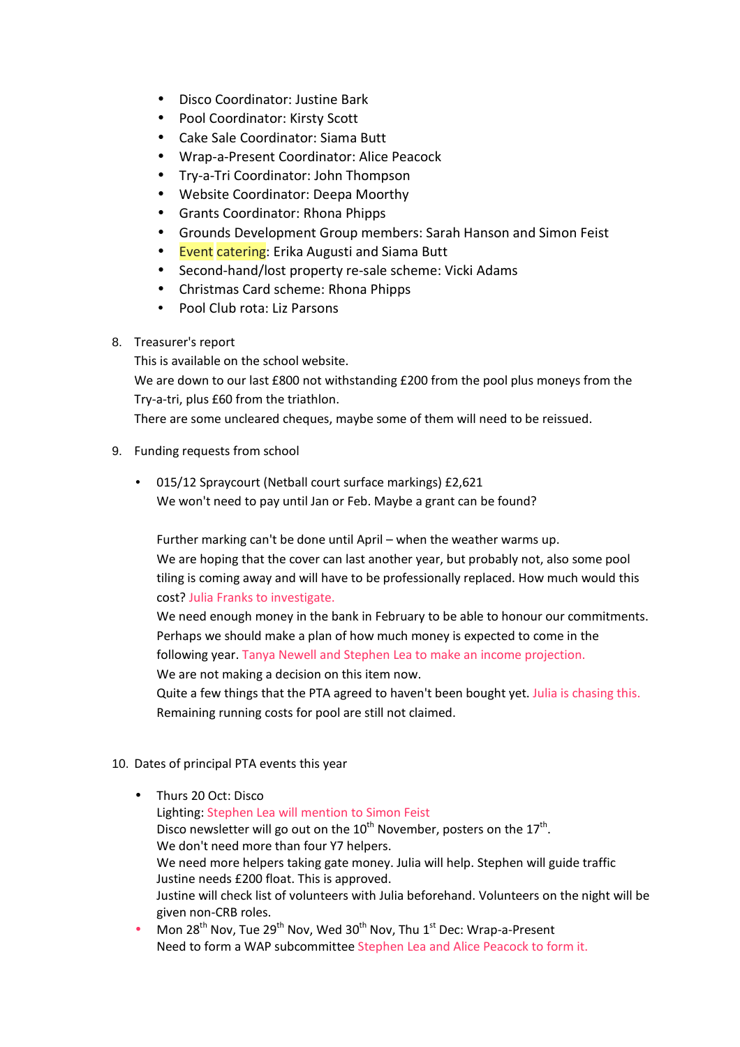- Disco Coordinator: Justine Bark
- Pool Coordinator: Kirsty Scott
- Cake Sale Coordinator: Siama Butt
- Wrap-a-Present Coordinator: Alice Peacock
- Try-a-Tri Coordinator: John Thompson
- Website Coordinator: Deepa Moorthy
- Grants Coordinator: Rhona Phipps
- Grounds Development Group members: Sarah Hanson and Simon Feist
- Event catering: Erika Augusti and Siama Butt
- Second-hand/lost property re-sale scheme: Vicki Adams
- Christmas Card scheme: Rhona Phipps
- Pool Club rota: Liz Parsons

8. Treasurer's report
   This is available on the school website.
   We are down to our last £800 not withstanding £200 from the pool plus moneys from the Try-a-tri, plus £60 from the triathlon.
   There are some uncleared cheques, maybe some of them will need to be reissued.

9. Funding requests from school

   - 015/12 Spraycourt (Netball court surface markings) £2,621
     We won't need to pay until Jan or Feb. Maybe a grant can be found?

     Further marking can't be done until April – when the weather warms up.
     We are hoping that the cover can last another year, but probably not, also some pool tiling is coming away and will have to be professionally replaced. How much would this cost? Julia Franks to investigate.
     We need enough money in the bank in February to be able to honour our commitments. Perhaps we should make a plan of how much money is expected to come in the following year. Tanya Newell and Stephen Lea to make an income projection.
     We are not making a decision on this item now.
     Quite a few things that the PTA agreed to haven't been bought yet. Julia is chasing this.
     Remaining running costs for pool are still not claimed.

10. Dates of principal PTA events this year

    - Thurs 20 Oct: Disco
      Lighting: Stephen Lea will mention to Simon Feist
      Disco newsletter will go out on the 10th November, posters on the 17th.
      We don't need more than four Y7 helpers.
      We need more helpers taking gate money. Julia will help. Stephen will guide traffic
      Justine needs £200 float. This is approved.
      Justine will check list of volunteers with Julia beforehand. Volunteers on the night will be given non-CRB roles.
    - Mon 28th Nov, Tue 29th Nov, Wed 30th Nov, Thu 1st Dec: Wrap-a-Present
      Need to form a WAP subcommittee Stephen Lea and Alice Peacock to form it.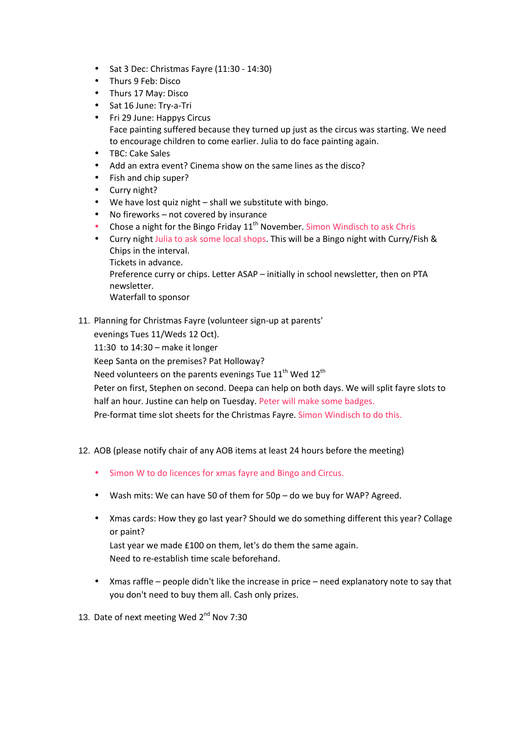- Sat 3 Dec: Christmas Fayre (11:30 - 14:30)
- Thurs 9 Feb: Disco
- Thurs 17 May: Disco
- Sat 16 June: Try-a-Tri
- Fri 29 June: Happys Circus
  Face painting suffered because they turned up just as the circus was starting. We need to encourage children to come earlier. Julia to do face painting again.
- TBC: Cake Sales
- Add an extra event? Cinema show on the same lines as the disco?
- Fish and chip super?
- Curry night?
- We have lost quiz night – shall we substitute with bingo.
- No fireworks – not covered by insurance
- Chose a night for the Bingo Friday 11th November. Simon Windisch to ask Chris
- Curry night Julia to ask some local shops. This will be a Bingo night with Curry/Fish & Chips in the interval.
  Tickets in advance.
  Preference curry or chips. Letter ASAP – initially in school newsletter, then on PTA newsletter.
  Waterfall to sponsor

11. Planning for Christmas Fayre (volunteer sign-up at parents' evenings Tues 11/Weds 12 Oct).
    11:30 to 14:30 – make it longer
    Keep Santa on the premises? Pat Holloway?
    Need volunteers on the parents evenings Tue 11th Wed 12th
    Peter on first, Stephen on second. Deepa can help on both days. We will split fayre slots to half an hour. Justine can help on Tuesday. Peter will make some badges.
    Pre-format time slot sheets for the Christmas Fayre. Simon Windisch to do this.

12. AOB (please notify chair of any AOB items at least 24 hours before the meeting)

    - Simon W to do licences for xmas fayre and Bingo and Circus.

    - Wash mits: We can have 50 of them for 50p – do we buy for WAP? Agreed.

    - Xmas cards: How they go last year? Should we do something different this year? Collage or paint?
      Last year we made £100 on them, let's do them the same again.
      Need to re-establish time scale beforehand.

    - Xmas raffle – people didn't like the increase in price – need explanatory note to say that you don't need to buy them all. Cash only prizes.

13. Date of next meeting Wed 2nd Nov 7:30